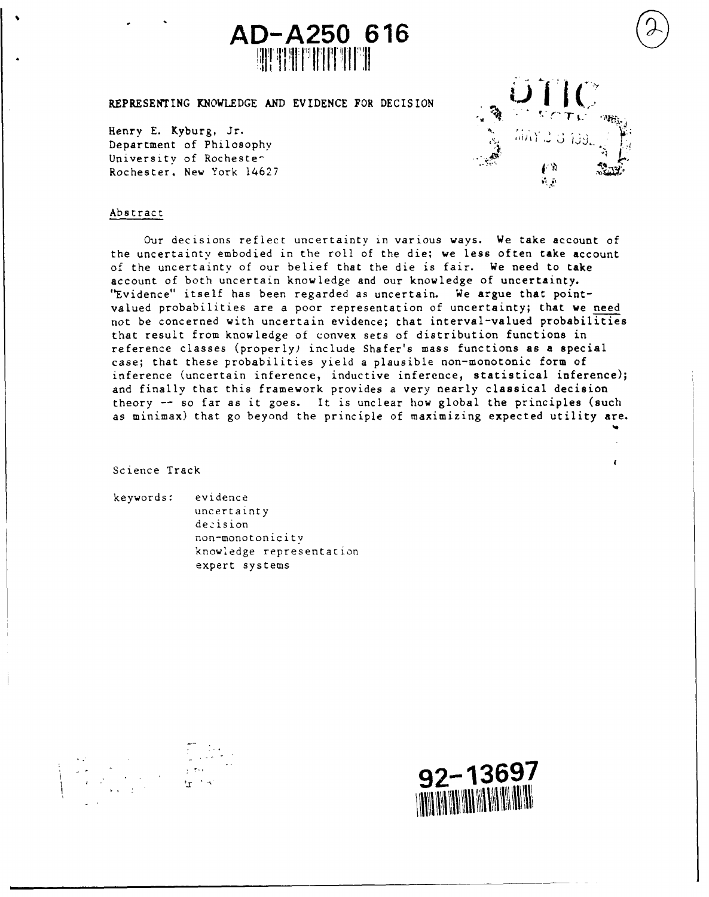AD-A250 616

# REPRESENTING KNOWLEDGE AND EVIDENCE FOR DECISION

Henry E. Kyburg, Jr.
Department of Philosophy
University of Rochester
Rochester, New York 14627

## Abstract

Our decisions reflect uncertainty in various ways. We take account of the uncertainty embodied in the roll of the die; we less often take account of the uncertainty of our belief that the die is fair. We need to take account of both uncertain knowledge and our knowledge of uncertainty. "Evidence" itself has been regarded as uncertain. We argue that point-valued probabilities are a poor representation of uncertainty; that we need not be concerned with uncertain evidence; that interval-valued probabilities that result from knowledge of convex sets of distribution functions in reference classes (properly) include Shafer's mass functions as a special case; that these probabilities yield a plausible non-monotonic form of inference (uncertain inference, inductive inference, statistical inference); and finally that this framework provides a very nearly classical decision theory -- so far as it goes. It is unclear how global the principles (such as minimax) that go beyond the principle of maximizing expected utility are.

Science Track

keywords:
- evidence
- uncertainty
- decision
- non-monotonicity
- knowledge representation
- expert systems

92-13697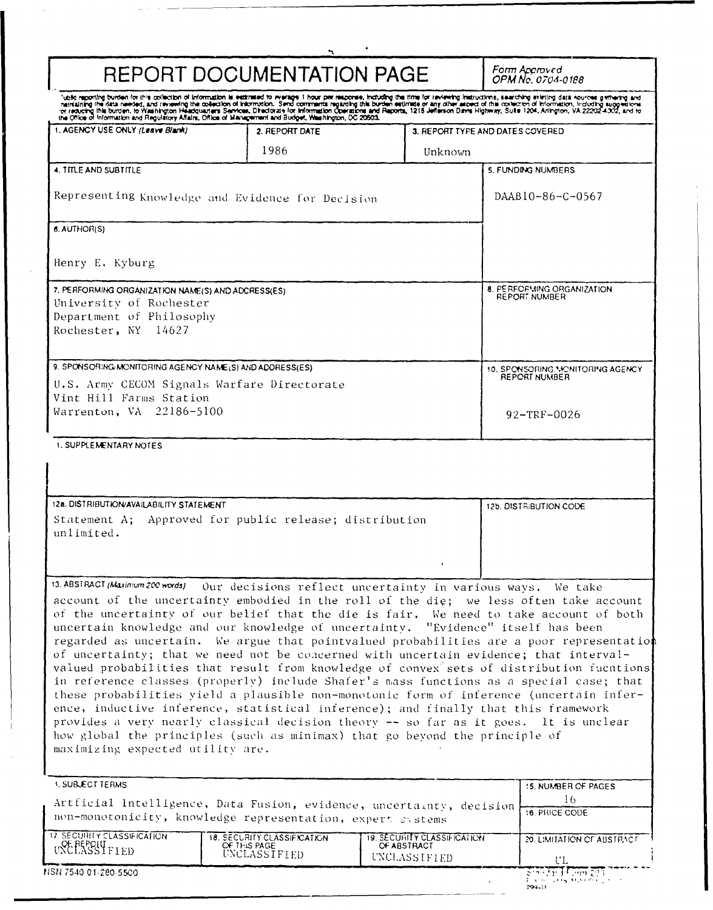# REPORT DOCUMENTATION PAGE

*Form Approved OPM No. 0704-0188*

Public reporting burden for this collection of information is estimated to average 1 hour per response, including the time for reviewing instructions, searching existing data sources gathering and maintaining the data needed, and reviewing the collection of information. Send comments regarding this burden estimate or any other aspect of this collection of information, including suggestions for reducing this burden, to Washington Headquarters Services, Directorate for Information Operations and Reports, 1215 Jefferson Davis Highway, Suite 1204, Arlington, VA 22202-4302, and to the Office of Information and Regulatory Affairs, Office of Management and Budget, Washington, DC 20503.

| 1. AGENCY USE ONLY *(Leave Blank)* | 2. REPORT DATE | 3. REPORT TYPE AND DATES COVERED |
|---|---|---|
| | 1986 | Unknown |

**4. TITLE AND SUBTITLE**
Representing Knowledge and Evidence for Decision

**5. FUNDING NUMBERS**
DAAB10-86-C-0567

**6. AUTHOR(S)**
Henry E. Kyburg

**7. PERFORMING ORGANIZATION NAME(S) AND ADDRESS(ES)**
University of Rochester
Department of Philosophy
Rochester, NY 14627

**8. PERFORMING ORGANIZATION REPORT NUMBER**

**9. SPONSORING/MONITORING AGENCY NAME(S) AND ADDRESS(ES)**
U.S. Army CECOM Signals Warfare Directorate
Vint Hill Farms Station
Warrenton, VA 22186-5100

**10. SPONSORING/MONITORING AGENCY REPORT NUMBER**
92-TRF-0026

**11. SUPPLEMENTARY NOTES**

**12a. DISTRIBUTION/AVAILABILITY STATEMENT**
Statement A; Approved for public release; distribution unlimited.

**12b. DISTRIBUTION CODE**

**13. ABSTRACT** *(Maximum 200 words)*
Our decisions reflect uncertainty in various ways. We take account of the uncertainty embodied in the roll of the die; we less often take account of the uncertainty of our belief that the die is fair. We need to take account of both uncertain knowledge and our knowledge of uncertainty. "Evidence" itself has been regarded as uncertain. We argue that pointvalued probabilities are a poor representation of uncertainty; that we need not be concerned with uncertain evidence; that interval-valued probabilities that result from knowledge of convex sets of distribution fucntions in reference classes (properly) include Shafer's mass functions as a special case; that these probabilities yield a plausible non-monotonic form of inference (uncertain inference, inductive inference, statistical inference); and finally that this framework provides a very nearly classical decision theory -- so far as it goes. It is unclear how global the principles (such as minimax) that go beyond the principle of maximizing expected utility are.

**14. SUBJECT TERMS**
Artficial Intelligence, Data Fusion, evidence, uncertainty, decision non-monotonicity, knowledge representation, expert systems

**15. NUMBER OF PAGES**
16

**16. PRICE CODE**

| 17. SECURITY CLASSIFICATION OF REPORT | 18. SECURITY CLASSIFICATION OF THIS PAGE | 19. SECURITY CLASSIFICATION OF ABSTRACT | 20. LIMITATION OF ABSTRACT |
|---|---|---|---|
| UNCLASSIFIED | UNCLASSIFIED | UNCLASSIFIED | UL |

NSN 7540 01-280-5500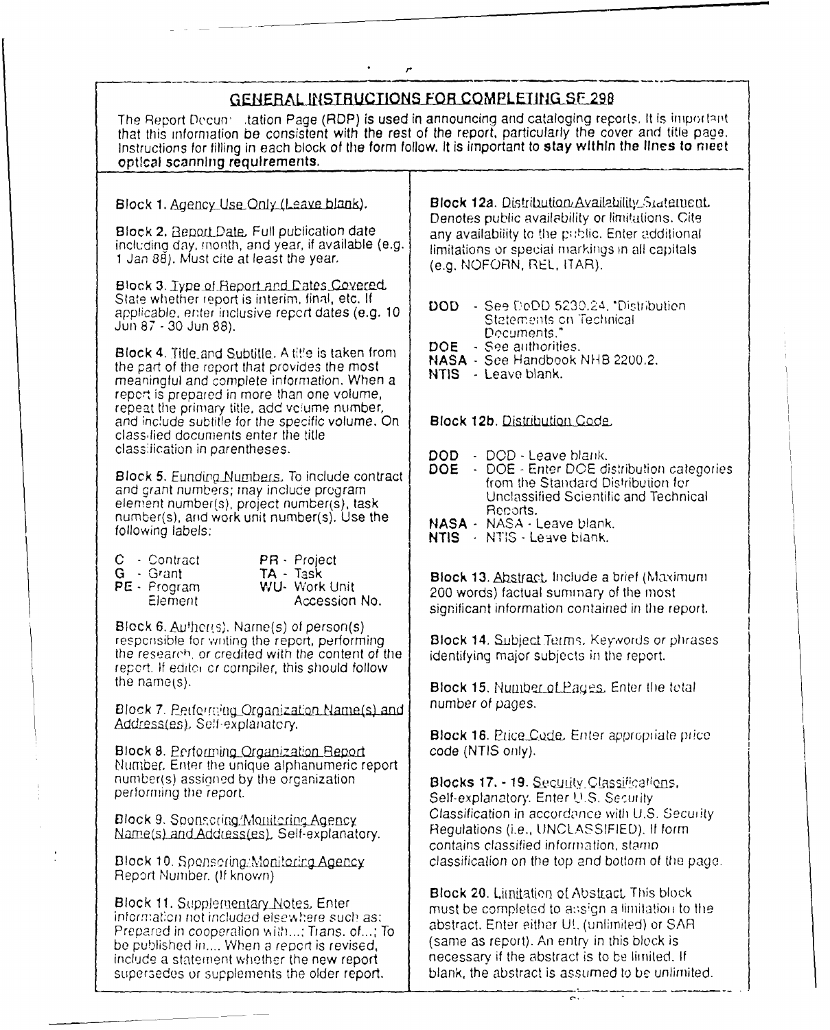## GENERAL INSTRUCTIONS FOR COMPLETING SF 298

The Report Documentation Page (RDP) is used in announcing and cataloging reports. It is important that this information be consistent with the rest of the report, particularly the cover and title page. Instructions for filling in each block of the form follow. It is important to **stay within the lines to meet optical scanning requirements.**

**Block 1.** Agency Use Only (Leave blank).

**Block 2.** Report Date. Full publication date including day, month, and year, if available (e.g. 1 Jan 88). Must cite at least the year.

**Block 3.** Type of Report and Dates Covered. State whether report is interim, final, etc. If applicable, enter inclusive report dates (e.g. 10 Jun 87 - 30 Jun 88).

**Block 4.** Title and Subtitle. A title is taken from the part of the report that provides the most meaningful and complete information. When a report is prepared in more than one volume, repeat the primary title, add volume number, and include subtitle for the specific volume. On classified documents enter the title classification in parentheses.

**Block 5.** Funding Numbers. To include contract and grant numbers; may include program element number(s), project number(s), task number(s), and work unit number(s). Use the following labels:

| | | | |
|---|---|---|---|
| **C** | - Contract | **PR** | - Project |
| **G** | - Grant | **TA** | - Task |
| **PE** | - Program Element | **WU** | - Work Unit Accession No. |

**Block 6.** Author(s). Name(s) of person(s) responsible for writing the report, performing the research, or credited with the content of the report. If editor or compiler, this should follow the name(s).

**Block 7.** Performing Organization Name(s) and Address(es). Self-explanatory.

**Block 8.** Performing Organization Report Number. Enter the unique alphanumeric report number(s) assigned by the organization performing the report.

**Block 9.** Sponsoring/Monitoring Agency Name(s) and Address(es). Self-explanatory.

**Block 10.** Sponsoring/Monitoring Agency Report Number. (If known)

**Block 11.** Supplementary Notes. Enter information not included elsewhere such as: Prepared in cooperation with...; Trans. of...; To be published in.... When a report is revised, include a statement whether the new report supersedes or supplements the older report.

**Block 12a.** Distribution/Availability Statement. Denotes public availability or limitations. Cite any availability to the public. Enter additional limitations or special markings in all capitals (e.g. NOFORN, REL, ITAR).

- **DOD** - See DoDD 5230.24, "Distribution Statements on Technical Documents."
- **DOE** - See authorities.
- **NASA** - See Handbook NHB 2200.2.
- **NTIS** - Leave blank.

**Block 12b.** Distribution Code.

- **DOD** - DOD - Leave blank.
- **DOE** - DOE - Enter DOE distribution categories from the Standard Distribution for Unclassified Scientific and Technical Reports.
- **NASA** - NASA - Leave blank.
- **NTIS** - NTIS - Leave blank.

**Block 13.** Abstract. Include a brief (Maximum 200 words) factual summary of the most significant information contained in the report.

**Block 14.** Subject Terms. Keywords or phrases identifying major subjects in the report.

**Block 15.** Number of Pages. Enter the total number of pages.

**Block 16.** Price Code. Enter appropriate price code (NTIS only).

**Blocks 17. - 19.** Security Classifications. Self-explanatory. Enter U.S. Security Classification in accordance with U.S. Security Regulations (i.e., UNCLASSIFIED). If form contains classified information, stamp classification on the top and bottom of the page.

**Block 20.** Limitation of Abstract. This block must be completed to assign a limitation to the abstract. Enter either UL (unlimited) or SAR (same as report). An entry in this block is necessary if the abstract is to be limited. If blank, the abstract is assumed to be unlimited.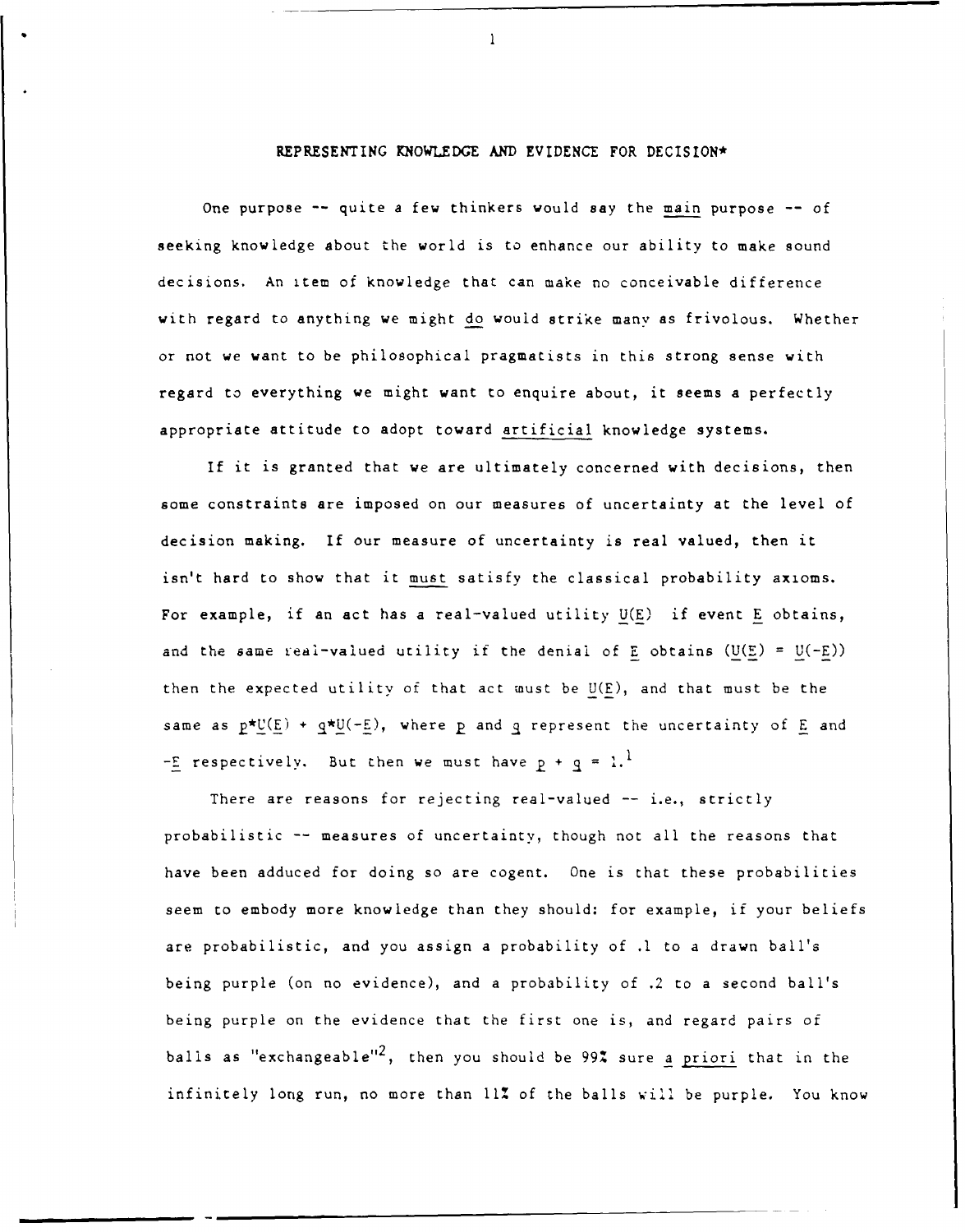# REPRESENTING KNOWLEDGE AND EVIDENCE FOR DECISION*

One purpose -- quite a few thinkers would say the *main* purpose -- of seeking knowledge about the world is to enhance our ability to make sound decisions. An item of knowledge that can make no conceivable difference with regard to anything we might *do* would strike many as frivolous. Whether or not we want to be philosophical pragmatists in this strong sense with regard to everything we might want to enquire about, it seems a perfectly appropriate attitude to adopt toward *artificial* knowledge systems.

If it is granted that we are ultimately concerned with decisions, then some constraints are imposed on our measures of uncertainty at the level of decision making. If our measure of uncertainty is real valued, then it isn't hard to show that it *must* satisfy the classical probability axioms. For example, if an act has a real-valued utility $U(E)$ if event $E$ obtains, and the same real-valued utility if the denial of $E$ obtains ($U(E) = U(-E)$) then the expected utility of that act must be $U(E)$, and that must be the same as $p*U(E) + q*U(-E)$, where $p$ and $q$ represent the uncertainty of $E$ and $-E$ respectively. But then we must have $p + q = 1$.[1]

There are reasons for rejecting real-valued -- i.e., strictly probabilistic -- measures of uncertainty, though not all the reasons that have been adduced for doing so are cogent. One is that these probabilities seem to embody more knowledge than they should: for example, if your beliefs are probabilistic, and you assign a probability of .1 to a drawn ball's being purple (on no evidence), and a probability of .2 to a second ball's being purple on the evidence that the first one is, and regard pairs of balls as "exchangeable"[2], then you should be 99% sure *a priori* that in the infinitely long run, no more than 11% of the balls will be purple. You know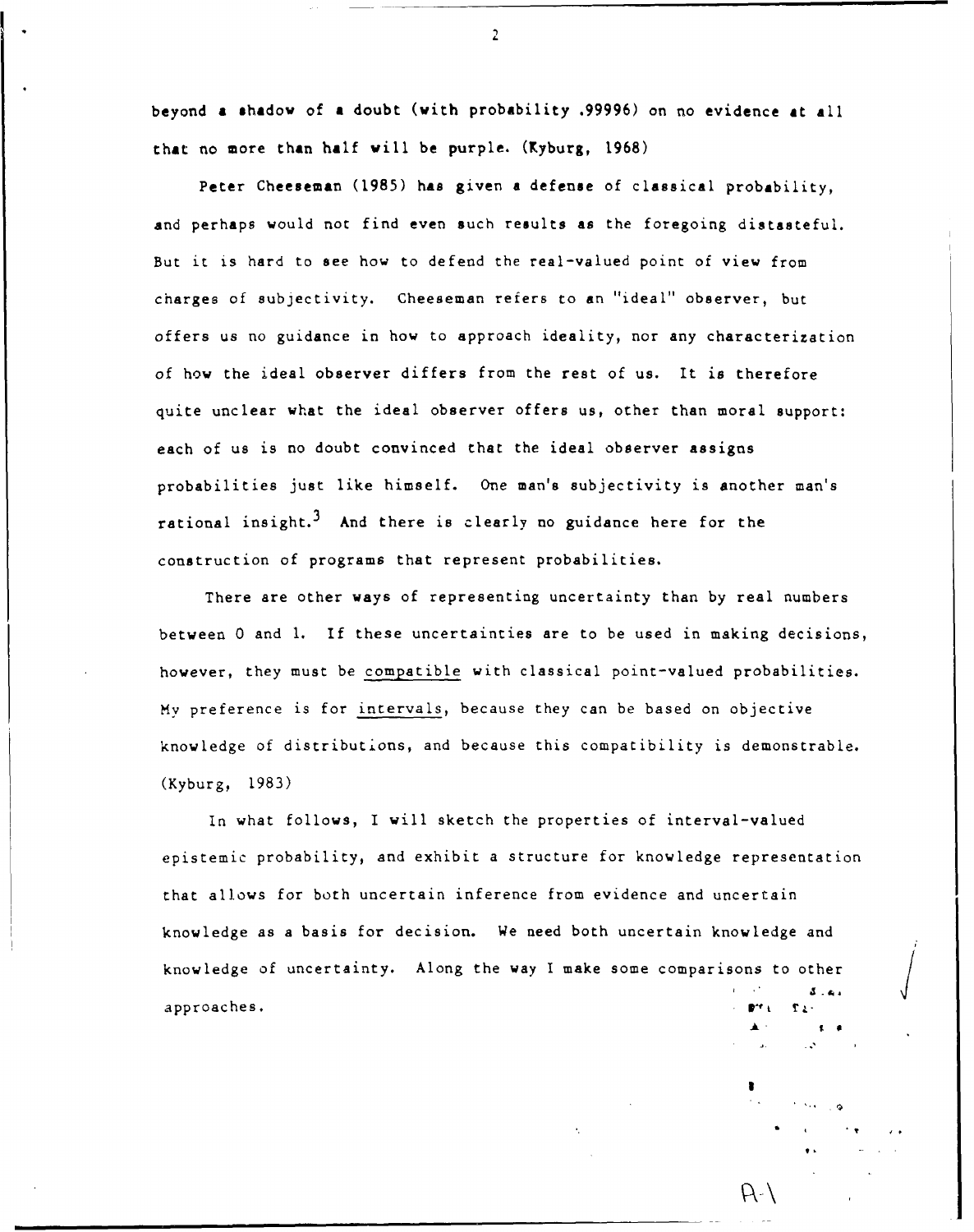beyond a shadow of a doubt (with probability .99996) on no evidence at all that no more than half will be purple. (Kyburg, 1968)

Peter Cheeseman (1985) has given a defense of classical probability, and perhaps would not find even such results as the foregoing distasteful. But it is hard to see how to defend the real-valued point of view from charges of subjectivity. Cheeseman refers to an "ideal" observer, but offers us no guidance in how to approach ideality, nor any characterization of how the ideal observer differs from the rest of us. It is therefore quite unclear what the ideal observer offers us, other than moral support: each of us is no doubt convinced that the ideal observer assigns probabilities just like himself. One man's subjectivity is another man's rational insight.[3] And there is clearly no guidance here for the construction of programs that represent probabilities.

There are other ways of representing uncertainty than by real numbers between 0 and 1. If these uncertainties are to be used in making decisions, however, they must be compatible with classical point-valued probabilities. My preference is for intervals, because they can be based on objective knowledge of distributions, and because this compatibility is demonstrable. (Kyburg, 1983)

In what follows, I will sketch the properties of interval-valued epistemic probability, and exhibit a structure for knowledge representation that allows for both uncertain inference from evidence and uncertain knowledge as a basis for decision. We need both uncertain knowledge and knowledge of uncertainty. Along the way I make some comparisons to other approaches.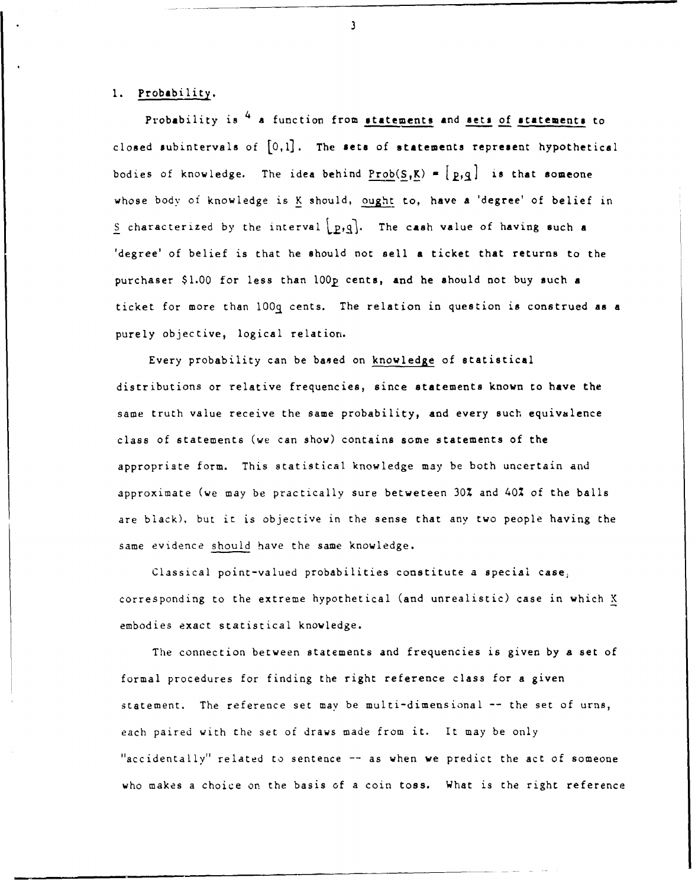## 1. Probability.

Probability is [4] a function from **statements** and **sets of statements** to closed subintervals of $[0,1]$. The **sets of statements** represent hypothetical bodies of knowledge. The idea behind $\underline{\text{Prob}}(\underline{S},\underline{K}) = [\underline{p},\underline{q}]$ is that someone whose body of knowledge is $\underline{K}$ should, ought to, have a 'degree' of belief in $\underline{S}$ characterized by the interval $[\underline{p},\underline{q}]$. The cash value of having such a 'degree' of belief is that he should not sell a ticket that returns to the purchaser \$1.00 for less than 100$\underline{p}$ cents, and he should not buy such a ticket for more than 100$\underline{q}$ cents. The relation in question is construed as a purely objective, logical relation.

Every probability can be based on knowledge of statistical distributions or relative frequencies, since statements known to have the same truth value receive the same probability, and every such equivalence class of statements (we can show) contains some statements of the appropriate form. This statistical knowledge may be both uncertain and approximate (we may be practically sure betweteen 30% and 40% of the balls are black), but it is objective in the sense that any two people having the same evidence should have the same knowledge.

Classical point-valued probabilities constitute a special case, corresponding to the extreme hypothetical (and unrealistic) case in which $\underline{K}$ embodies exact statistical knowledge.

The connection between statements and frequencies is given by a set of formal procedures for finding the right reference class for a given statement. The reference set may be multi-dimensional -- the set of urns, each paired with the set of draws made from it. It may be only "accidentally" related to sentence -- as when we predict the act of someone who makes a choice on the basis of a coin toss. What is the right reference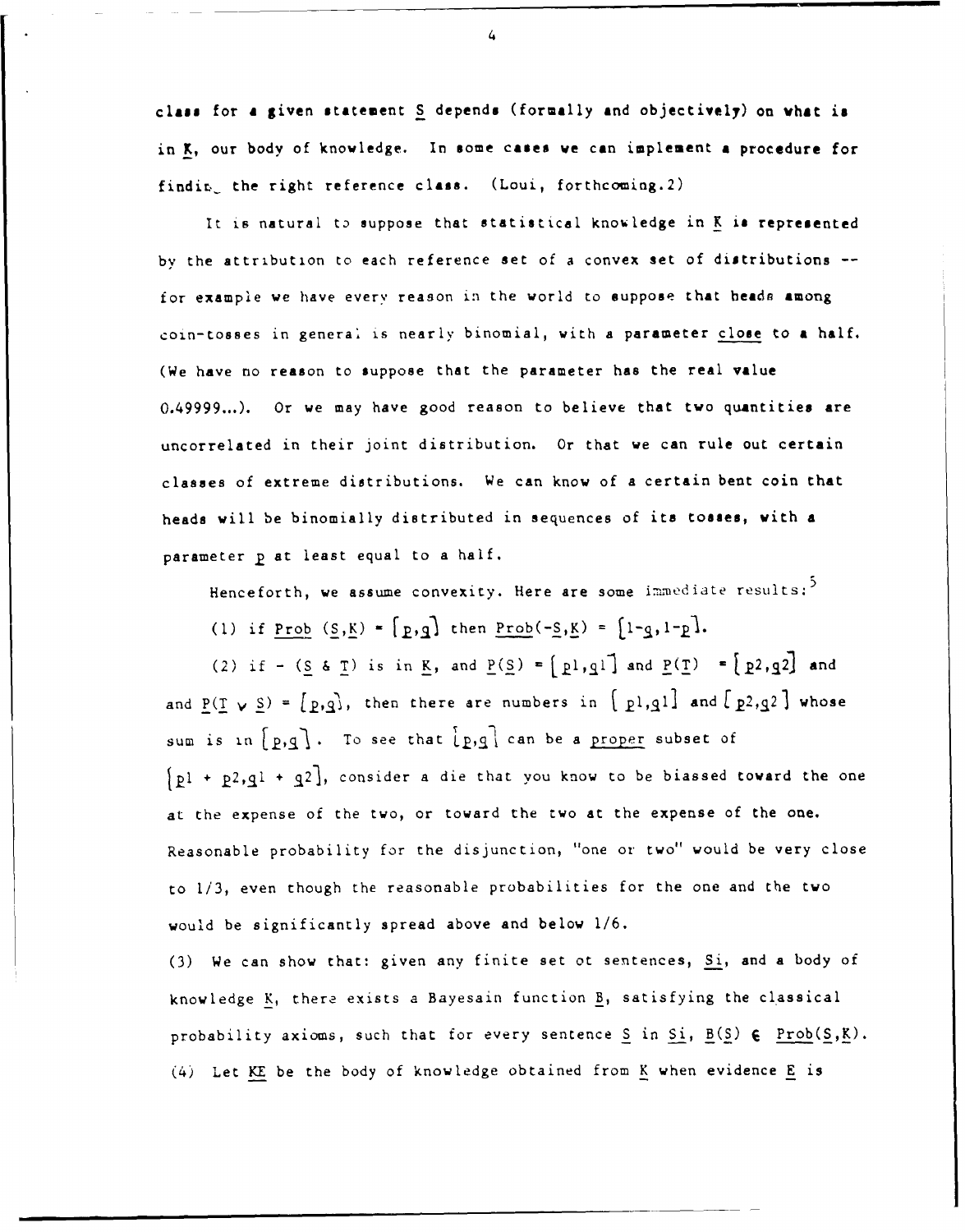class for a given statement S depends (formally and objectively) on what is in K, our body of knowledge. In some cases we can implement a procedure for findin_ the right reference class. (Loui, forthcoming.2)

It is natural to suppose that statistical knowledge in K is represented by the attribution to each reference set of a convex set of distributions -- for example we have every reason in the world to suppose that heads among coin-tosses in general is nearly binomial, with a parameter close to a half. (We have no reason to suppose that the parameter has the real value 0.49999...). Or we may have good reason to believe that two quantities are uncorrelated in their joint distribution. Or that we can rule out certain classes of extreme distributions. We can know of a certain bent coin that heads will be binomially distributed in sequences of its tosses, with a parameter p at least equal to a half.

Henceforth, we assume convexity. Here are some immediate results:[5]

(1) if Prob $(S,K) = [p,q]$ then Prob$(-S,K) = [1-q,1-p]$.

(2) if $-(S \& T)$ is in K, and $P(S) = [p1,q1]$ and $P(T) = [p2,q2]$ and and $P(T \vee S) = [p,q]$, then there are numbers in $[p1,q1]$ and $[p2,q2]$ whose sum is in $[p,q]$. To see that $[p,q]$ can be a proper subset of $[p1 + p2, q1 + q2]$, consider a die that you know to be biassed toward the one at the expense of the two, or toward the two at the expense of the one. Reasonable probability for the disjunction, "one or two" would be very close to 1/3, even though the reasonable probabilities for the one and the two would be significantly spread above and below 1/6.

(3) We can show that: given any finite set ot sentences, Si, and a body of knowledge K, there exists a Bayesain function B, satisfying the classical probability axioms, such that for every sentence S in Si, $B(S) \in$ Prob$(S,K)$.

(4) Let KE be the body of knowledge obtained from K when evidence E is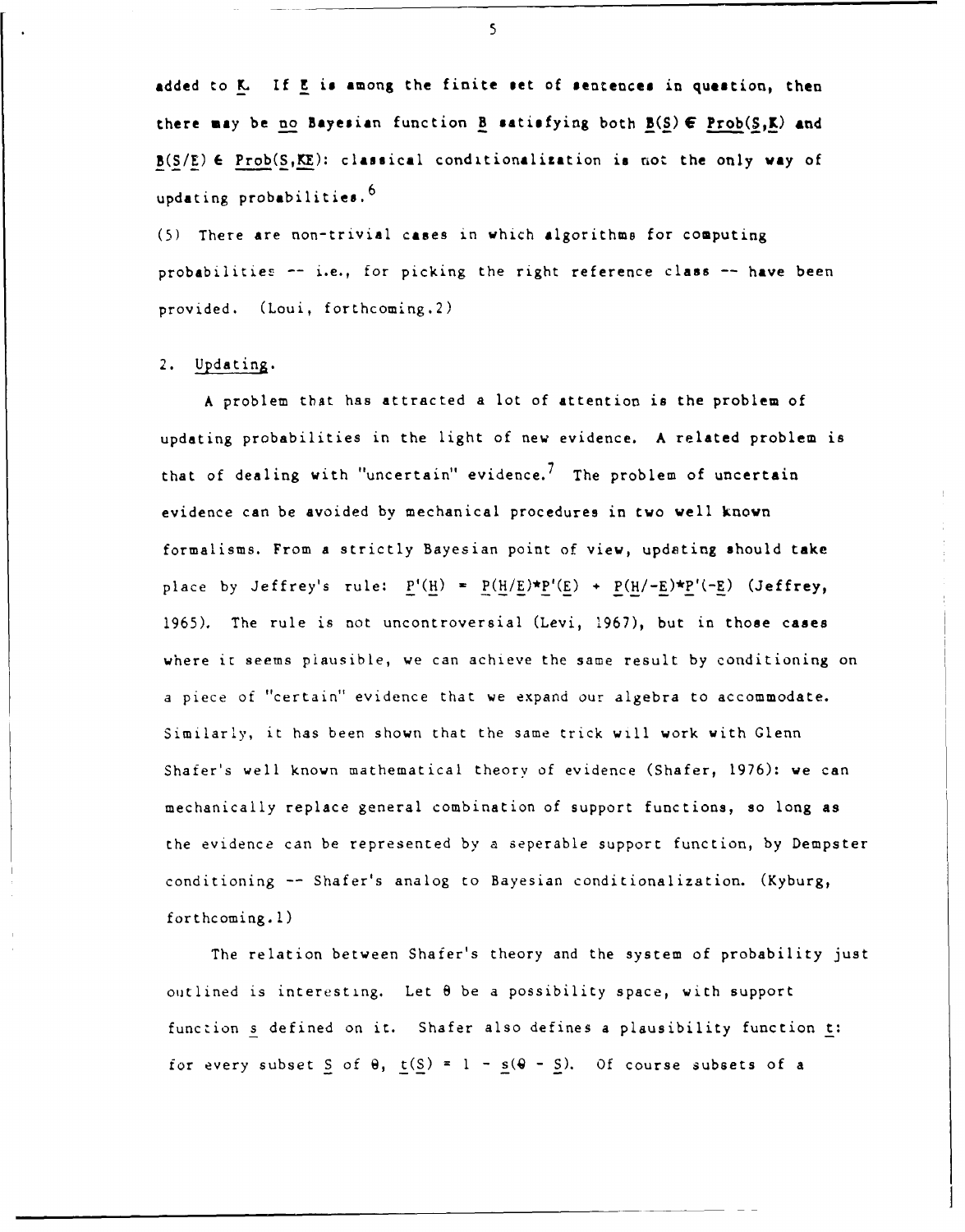added to $\underline{K}$. If $\underline{E}$ is among the finite set of sentences in question, then there may be no Bayesian function $\underline{B}$ satisfying both $\underline{B}(\underline{S}) \in \underline{Prob}(\underline{S},\underline{K})$ and $\underline{B}(\underline{S}/\underline{E}) \in \underline{Prob}(\underline{S},\underline{KE})$: classical conditionalization is not the only way of updating probabilities.[6]

(5) There are non-trivial cases in which algorithms for computing probabilities -- i.e., for picking the right reference class -- have been provided. (Loui, forthcoming.2)

## 2. Updating.

A problem that has attracted a lot of attention is the problem of updating probabilities in the light of new evidence. A related problem is that of dealing with "uncertain" evidence.[7] The problem of uncertain evidence can be avoided by mechanical procedures in two well known formalisms. From a strictly Bayesian point of view, updating should take place by Jeffrey's rule: $\underline{P}'(\underline{H}) = \underline{P}(\underline{H}/\underline{E})*\underline{P}'(\underline{E}) + \underline{P}(\underline{H}/-\underline{E})*\underline{P}'(-\underline{E})$ (Jeffrey, 1965). The rule is not uncontroversial (Levi, 1967), but in those cases where it seems plausible, we can achieve the same result by conditioning on a piece of "certain" evidence that we expand our algebra to accommodate. Similarly, it has been shown that the same trick will work with Glenn Shafer's well known mathematical theory of evidence (Shafer, 1976): we can mechanically replace general combination of support functions, so long as the evidence can be represented by a seperable support function, by Dempster conditioning -- Shafer's analog to Bayesian conditionalization. (Kyburg, forthcoming.1)

The relation between Shafer's theory and the system of probability just outlined is interesting. Let $\theta$ be a possibility space, with support function $\underline{s}$ defined on it. Shafer also defines a plausibility function $\underline{t}$: for every subset $\underline{S}$ of $\theta$, $\underline{t}(\underline{S}) = 1 - \underline{s}(\theta - \underline{S})$. Of course subsets of a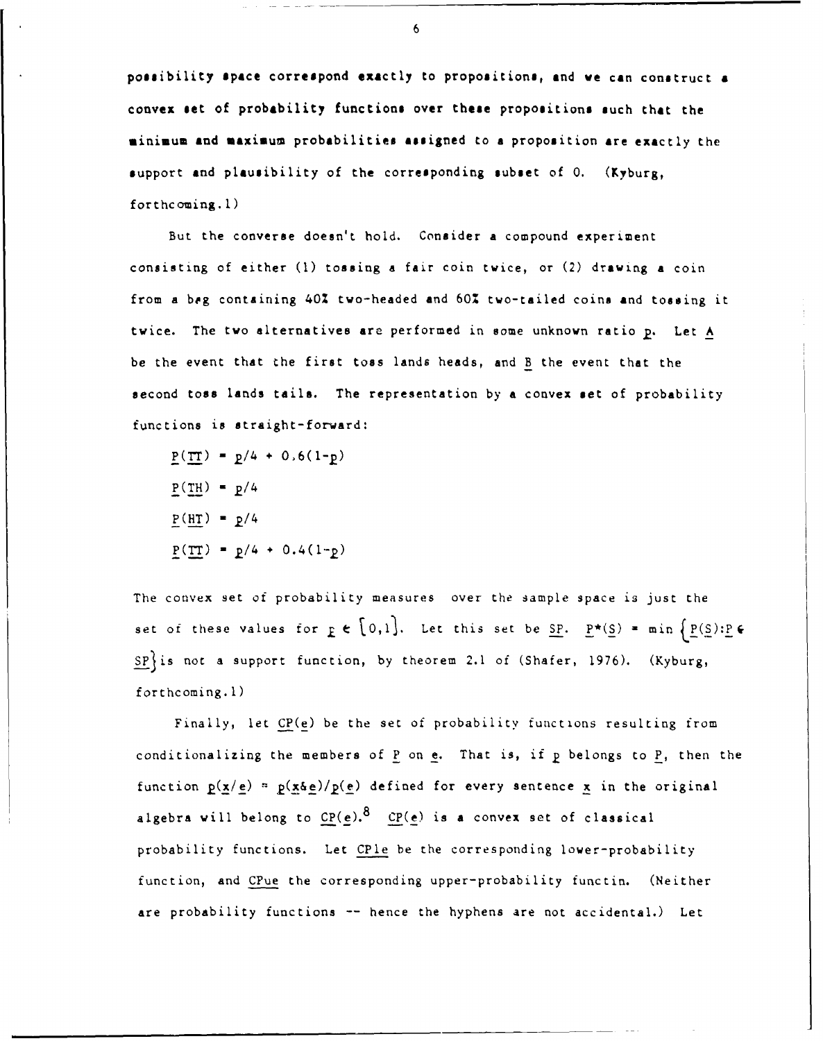possibility space correspond exactly to propositions, and we can construct a convex set of probability functions over these propositions such that the minimum and maximum probabilities assigned to a proposition are exactly the support and plausibility of the corresponding subset of O. (Kyburg, forthcoming.1)

But the converse doesn't hold. Consider a compound experiment consisting of either (1) tossing a fair coin twice, or (2) drawing a coin from a bag containing 40% two-headed and 60% two-tailed coins and tossing it twice. The two alternatives are performed in some unknown ratio $p$. Let $A$ be the event that the first toss lands heads, and $B$ the event that the second toss lands tails. The representation by a convex set of probability functions is straight-forward:

$$P(TT) = p/4 + 0.6(1-p)$$

$$P(TH) = p/4$$

$$P(HT) = p/4$$

$$P(TT) = p/4 + 0.4(1-p)$$

The convex set of probability measures over the sample space is just the set of these values for $p \in [0,1]$. Let this set be $SP$. $P^*(S) = \min\{P(S) : P \in SP\}$ is not a support function, by theorem 2.1 of (Shafer, 1976). (Kyburg, forthcoming.1)

Finally, let $CP(e)$ be the set of probability functions resulting from conditionalizing the members of $P$ on $e$. That is, if $p$ belongs to $P$, then the function $p(x/e) = p(x \& e)/p(e)$ defined for every sentence $x$ in the original algebra will belong to $CP(e)$.[8] $CP(e)$ is a convex set of classical probability functions. Let $CPle$ be the corresponding lower-probability function, and $CPue$ the corresponding upper-probability functin. (Neither are probability functions -- hence the hyphens are not accidental.) Let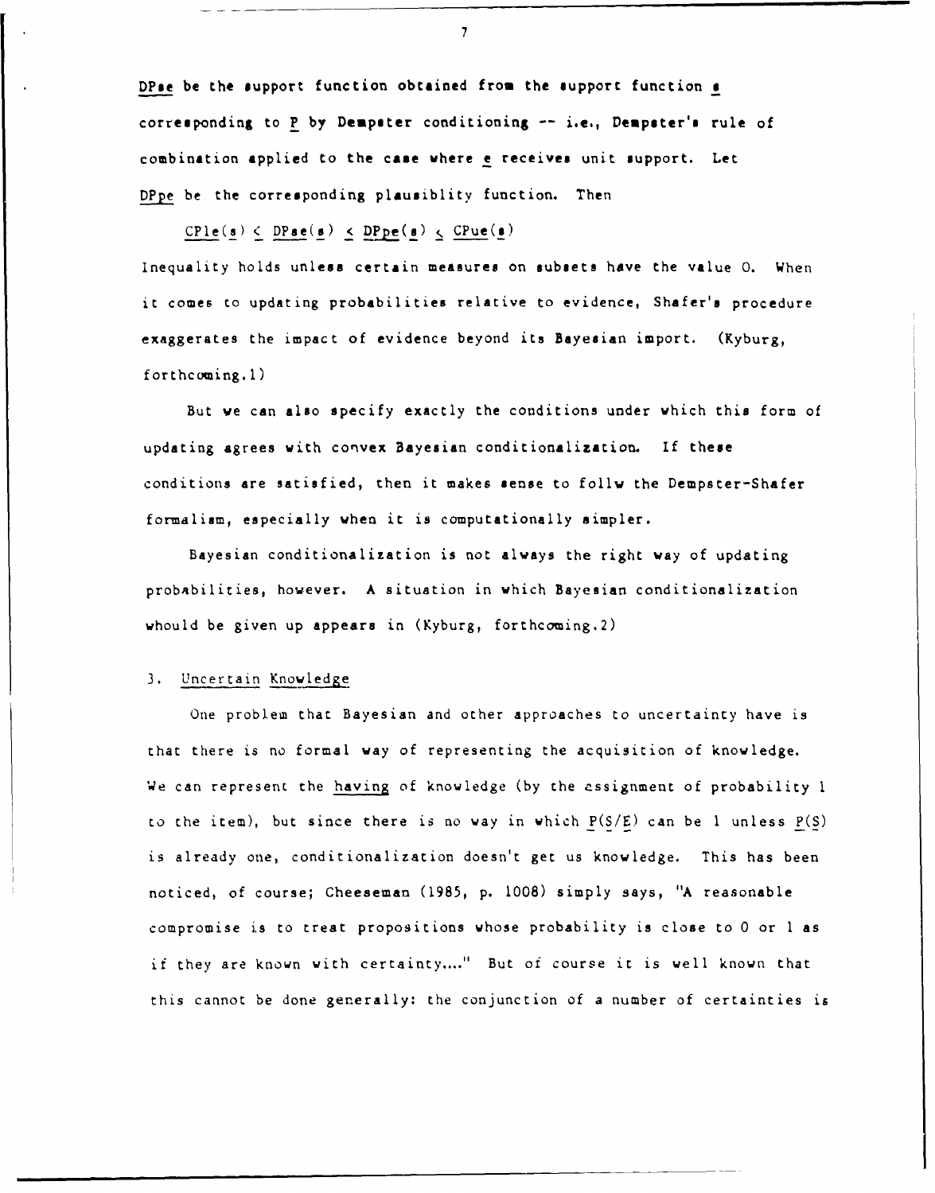DPse be the support function obtained from the support function s corresponding to P by Dempster conditioning -- i.e., Dempster's rule of combination applied to the case where e receives unit support. Let DPpe be the corresponding plausiblity function. Then

$$CPle(s) \leq DPse(s) \leq DPpe(s) \leq CPue(s)$$

Inequality holds unless certain measures on subsets have the value 0. When it comes to updating probabilities relative to evidence, Shafer's procedure exaggerates the impact of evidence beyond its Bayesian import. (Kyburg, forthcoming.1)

But we can also specify exactly the conditions under which this form of updating agrees with convex Bayesian conditionalization. If these conditions are satisfied, then it makes sense to follw the Dempster-Shafer formalism, especially when it is computationally simpler.

Bayesian conditionalization is not always the right way of updating probabilities, however. A situation in which Bayesian conditionalization whould be given up appears in (Kyburg, forthcoming.2)

## 3. Uncertain Knowledge

One problem that Bayesian and other approaches to uncertainty have is that there is no formal way of representing the acquisition of knowledge. We can represent the *having* of knowledge (by the assignment of probability 1 to the item), but since there is no way in which $P(S/E)$ can be 1 unless $P(S)$ is already one, conditionalization doesn't get us knowledge. This has been noticed, of course; Cheeseman (1985, p. 1008) simply says, "A reasonable compromise is to treat propositions whose probability is close to 0 or 1 as if they are known with certainty...." But of course it is well known that this cannot be done generally: the conjunction of a number of certainties is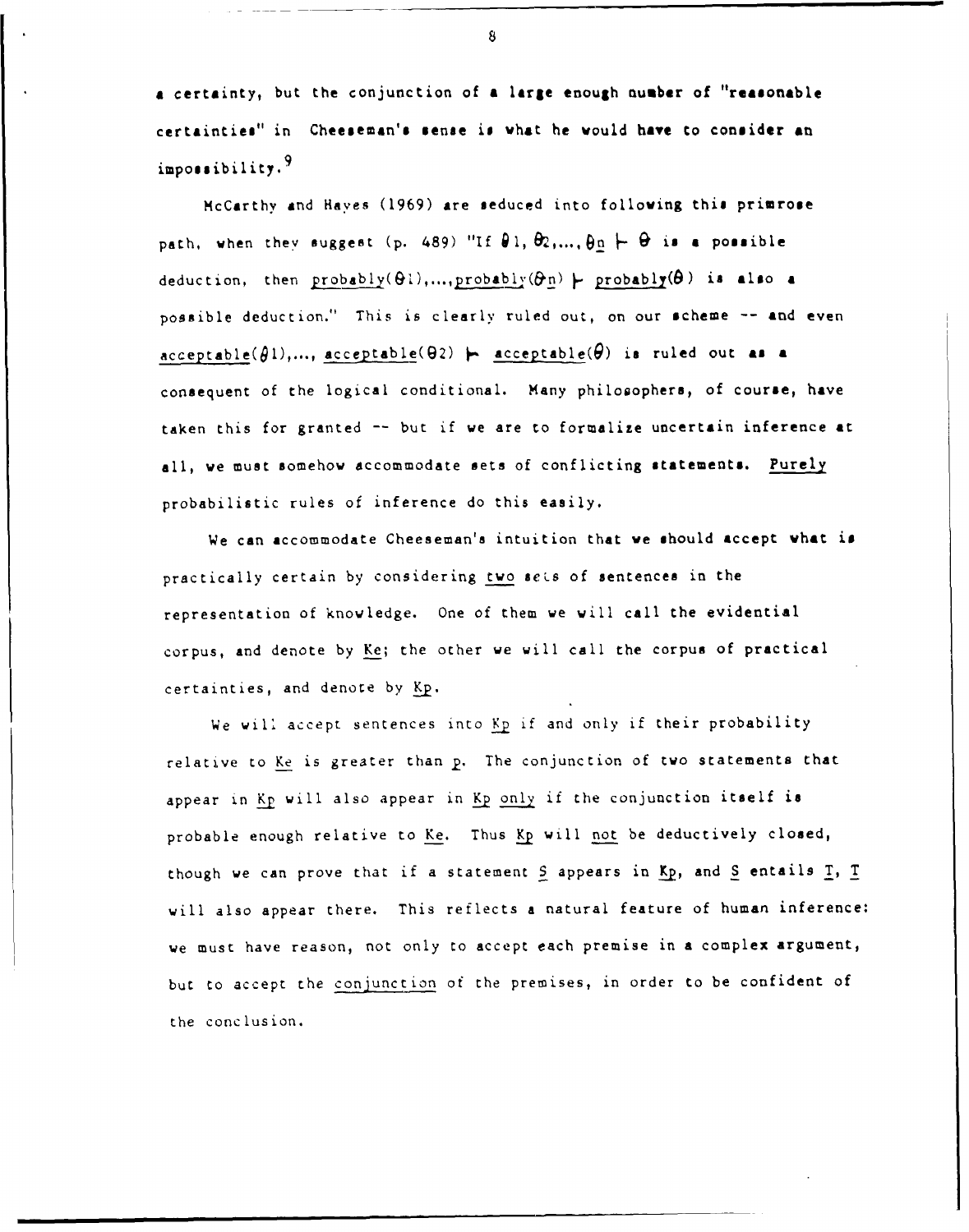a certainty, but the conjunction of a large enough number of "reasonable certainties" in Cheeseman's sense is what he would have to consider an impossibility.[9]

McCarthy and Hayes (1969) are seduced into following this primrose path, when they suggest (p. 489) "If $\theta_1, \theta_2, \ldots, \theta_n \vdash \theta$ is a possible deduction, then *probably*($\theta_1$),...,*probably*($\theta_n$) $\vdash$ *probably*($\theta$) is also a possible deduction." This is clearly ruled out, on our scheme -- and even *acceptable*($\theta_1$),..., *acceptable*($\theta_2$) $\vdash$ *acceptable*($\theta$) is ruled out as a consequent of the logical conditional. Many philosophers, of course, have taken this for granted -- but if we are to formalize uncertain inference at all, we must somehow accommodate sets of conflicting statements. *Purely* probabilistic rules of inference do this easily.

We can accommodate Cheeseman's intuition that we should accept what is practically certain by considering *two* sets of sentences in the representation of knowledge. One of them we will call the evidential corpus, and denote by $K_e$; the other we will call the corpus of practical certainties, and denote by $K_p$.

We will accept sentences into $K_p$ if and only if their probability relative to $K_e$ is greater than $p$. The conjunction of two statements that appear in $K_p$ will also appear in $K_p$ *only* if the conjunction itself is probable enough relative to $K_e$. Thus $K_p$ will *not* be deductively closed, though we can prove that if a statement $S$ appears in $K_p$, and $S$ entails $T$, $T$ will also appear there. This reflects a natural feature of human inference: we must have reason, not only to accept each premise in a complex argument, but to accept the *conjunction* of the premises, in order to be confident of the conclusion.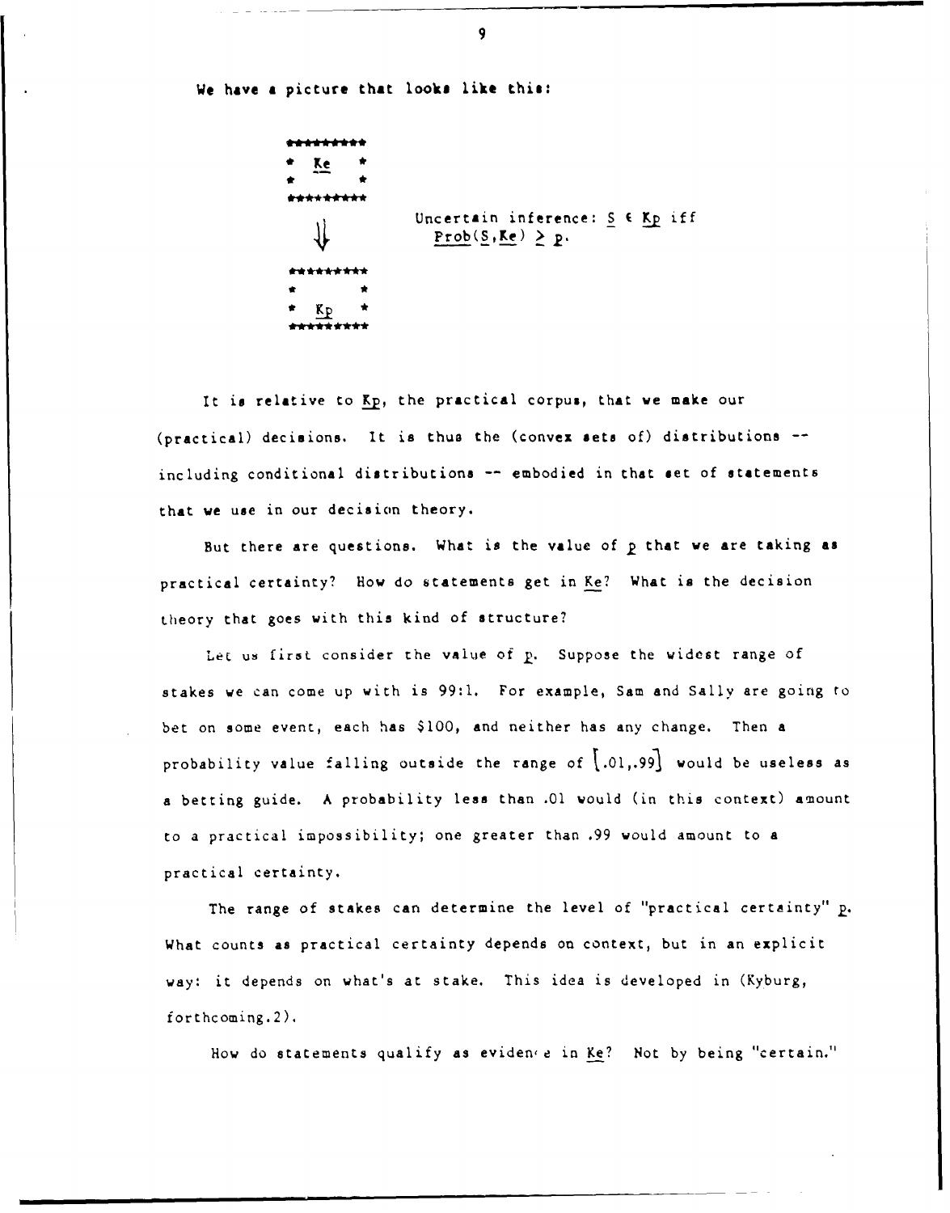We have a picture that looks like this:

```
*********
*  Ke   *
*       *
*********
    ⇓          Uncertain inference: S ∈ Kp iff
                 Prob(S,Ke) ≥ p.
*********
*       *
*  Kp   *
*********
```

It is relative to Kp, the practical corpus, that we make our (practical) decisions. It is thus the (convex sets of) distributions -- including conditional distributions -- embodied in that set of statements that we use in our decision theory.

But there are questions. What is the value of $p$ that we are taking as practical certainty? How do statements get in Ke? What is the decision theory that goes with this kind of structure?

Let us first consider the value of $p$. Suppose the widest range of stakes we can come up with is 99:1. For example, Sam and Sally are going to bet on some event, each has \$100, and neither has any change. Then a probability value falling outside the range of $[.01,.99]$ would be useless as a betting guide. A probability less than .01 would (in this context) amount to a practical impossibility; one greater than .99 would amount to a practical certainty.

The range of stakes can determine the level of "practical certainty" $p$. What counts as practical certainty depends on context, but in an explicit way: it depends on what's at stake. This idea is developed in (Kyburg, forthcoming.2).

How do statements qualify as evidence in Ke? Not by being "certain."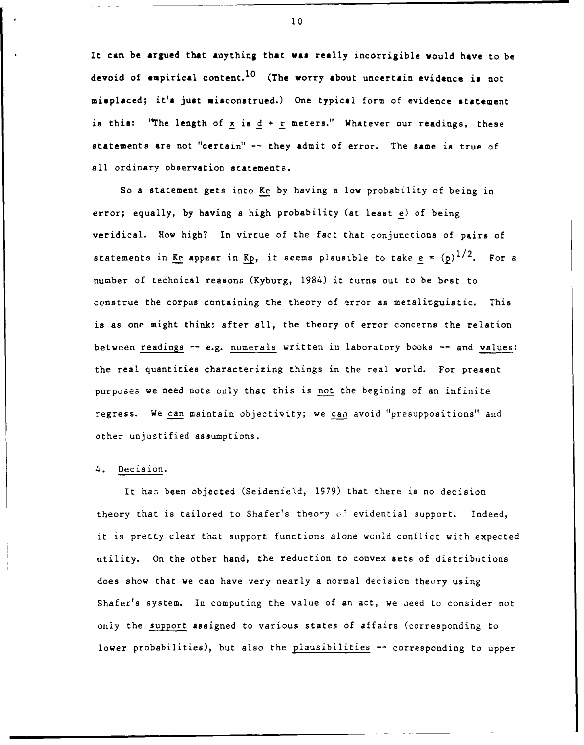It can be argued that anything that was really incorrigible would have to be devoid of empirical content.[10] (The worry about uncertain evidence is not misplaced; it's just misconstrued.) One typical form of evidence statement is this: "The length of $x$ is $d + r$ meters." Whatever our readings, these statements are not "certain" -- they admit of error. The same is true of all ordinary observation statements.

So a statement gets into Ke by having a low probability of being in error; equally, by having a high probability (at least $e$) of being veridical. How high? In virtue of the fact that conjunctions of pairs of statements in Ke appear in Kp, it seems plausible to take $e = (p)^{1/2}$. For a number of technical reasons (Kyburg, 1984) it turns out to be best to construe the corpus containing the theory of error as metalinguistic. This is as one might think: after all, the theory of error concerns the relation between _readings_ -- e.g. _numerals_ written in laboratory books -- and _values_: the real quantities characterizing things in the real world. For present purposes we need note only that this is _not_ the begining of an infinite regress. We _can_ maintain objectivity; we _can_ avoid "presuppositions" and other unjustified assumptions.

## 4. Decision.

It has been objected (Seidenfeld, 1979) that there is no decision theory that is tailored to Shafer's theory of evidential support. Indeed, it is pretty clear that support functions alone would conflict with expected utility. On the other hand, the reduction to convex sets of distributions does show that we can have very nearly a normal decision theory using Shafer's system. In computing the value of an act, we need to consider not only the _support_ assigned to various states of affairs (corresponding to lower probabilities), but also the _plausibilities_ -- corresponding to upper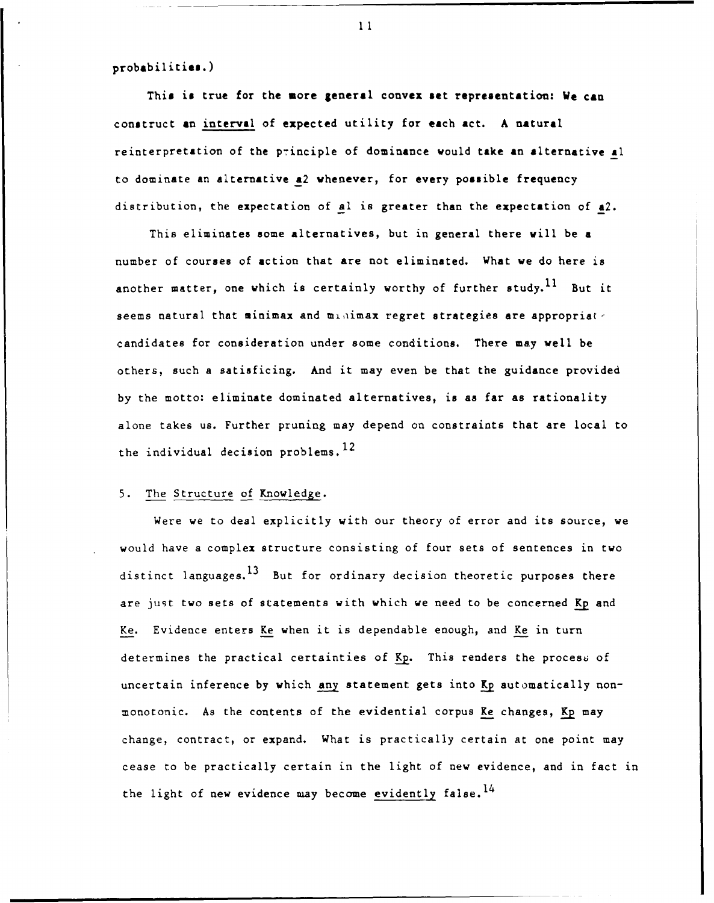probabilities.)

This is true for the more general convex set representation: We can construct an _interval_ of expected utility for each act. A natural reinterpretation of the principle of dominance would take an alternative _a_1 to dominate an alternative _a_2 whenever, for every possible frequency distribution, the expectation of _a_1 is greater than the expectation of _a_2.

This eliminates some alternatives, but in general there will be a number of courses of action that are not eliminated. What we do here is another matter, one which is certainly worthy of further study.[11] But it seems natural that minimax and minimax regret strategies are appropriate candidates for consideration under some conditions. There may well be others, such a satisficing. And it may even be that the guidance provided by the motto: eliminate dominated alternatives, is as far as rationality alone takes us. Further pruning may depend on constraints that are local to the individual decision problems.[12]

## 5. The Structure of Knowledge.

Were we to deal explicitly with our theory of error and its source, we would have a complex structure consisting of four sets of sentences in two distinct languages.[13] But for ordinary decision theoretic purposes there are just two sets of statements with which we need to be concerned _Kp_ and _Ke_. Evidence enters _Ke_ when it is dependable enough, and _Ke_ in turn determines the practical certainties of _Kp_. This renders the process of uncertain inference by which _any_ statement gets into _Kp_ automatically non-monotonic. As the contents of the evidential corpus _Ke_ changes, _Kp_ may change, contract, or expand. What is practically certain at one point may cease to be practically certain in the light of new evidence, and in fact in the light of new evidence may become _evidently_ false.[14]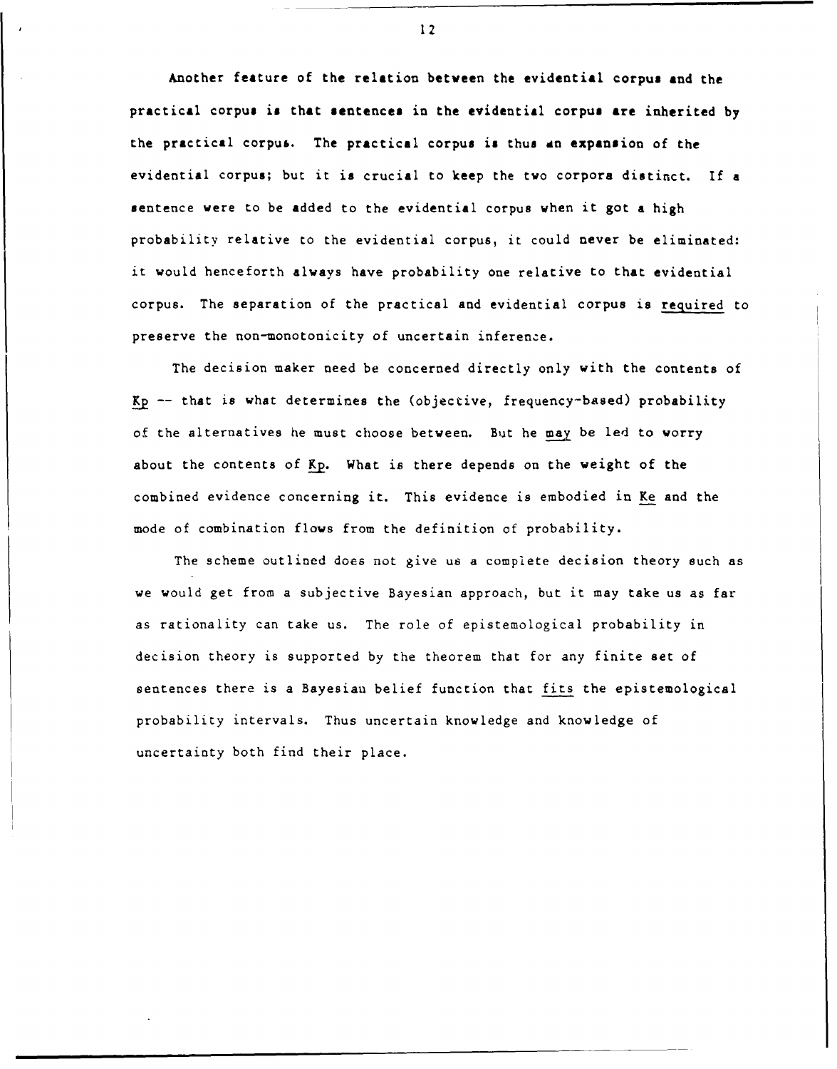Another feature of the relation between the evidential corpus and the practical corpus is that sentences in the evidential corpus are inherited by the practical corpus. The practical corpus is thus an expansion of the evidential corpus; but it is crucial to keep the two corpora distinct. If a sentence were to be added to the evidential corpus when it got a high probability relative to the evidential corpus, it could never be eliminated: it would henceforth always have probability one relative to that evidential corpus. The separation of the practical and evidential corpus is <u>required</u> to preserve the non-monotonicity of uncertain inference.

The decision maker need be concerned directly only with the contents of <u>Kp</u> -- that is what determines the (objective, frequency-based) probability of the alternatives he must choose between. But he <u>may</u> be led to worry about the contents of <u>Kp</u>. What is there depends on the weight of the combined evidence concerning it. This evidence is embodied in <u>Ke</u> and the mode of combination flows from the definition of probability.

The scheme outlined does not give us a complete decision theory such as we would get from a subjective Bayesian approach, but it may take us as far as rationality can take us. The role of epistemological probability in decision theory is supported by the theorem that for any finite set of sentences there is a Bayesian belief function that <u>fits</u> the epistemological probability intervals. Thus uncertain knowledge and knowledge of uncertainty both find their place.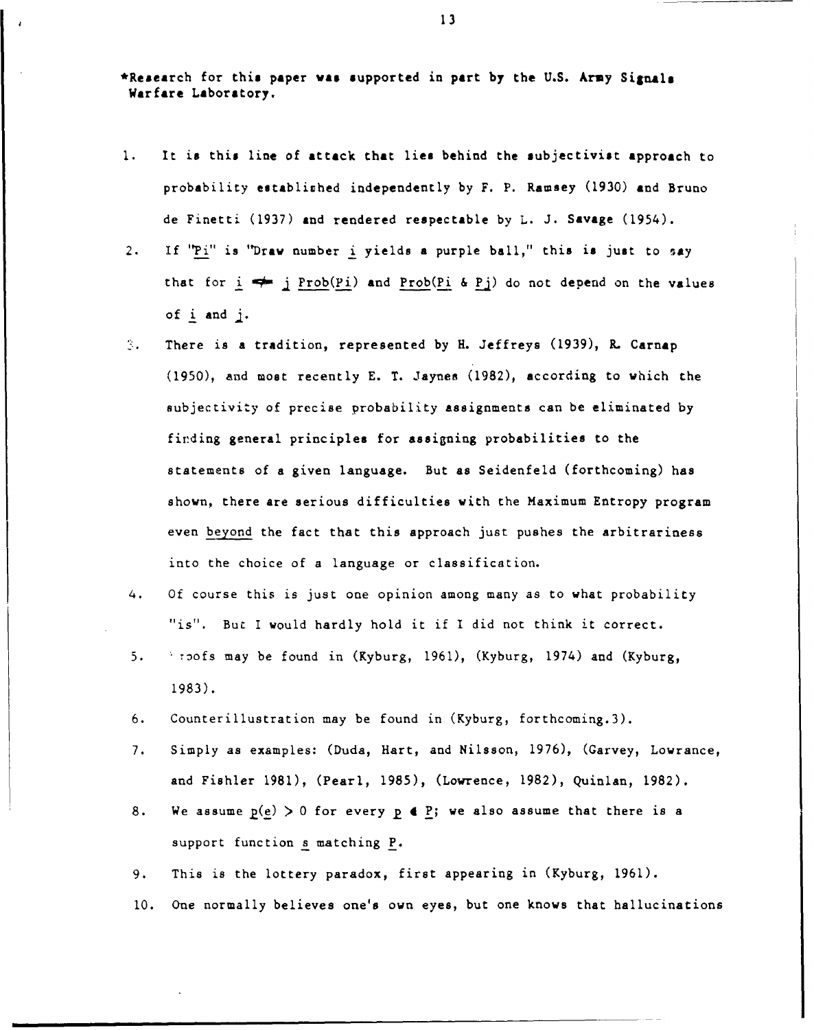*Research for this paper was supported in part by the U.S. Army Signals Warfare Laboratory.

1. It is this line of attack that lies behind the subjectivist approach to probability established independently by F. P. Ramsey (1930) and Bruno de Finetti (1937) and rendered respectable by L. J. Savage (1954).

2. If "$P_i$" is "Draw number $i$ yields a purple ball," this is just to say that for $i \neq j$ $Prob(P_i)$ and $Prob(P_i \& P_j)$ do not depend on the values of $i$ and $j$.

3. There is a tradition, represented by H. Jeffreys (1939), R. Carnap (1950), and most recently E. T. Jaynes (1982), according to which the subjectivity of precise probability assignments can be eliminated by finding general principles for assigning probabilities to the statements of a given language. But as Seidenfeld (forthcoming) has shown, there are serious difficulties with the Maximum Entropy program even beyond the fact that this approach just pushes the arbitrariness into the choice of a language or classification.

4. Of course this is just one opinion among many as to what probability "is". But I would hardly hold it if I did not think it correct.

5. Proofs may be found in (Kyburg, 1961), (Kyburg, 1974) and (Kyburg, 1983).

6. Counterillustration may be found in (Kyburg, forthcoming.3).

7. Simply as examples: (Duda, Hart, and Nilsson, 1976), (Garvey, Lowrance, and Fishler 1981), (Pearl, 1985), (Lowrence, 1982), Quinlan, 1982).

8. We assume $p(e) > 0$ for every $p \in P$; we also assume that there is a support function $s$ matching $P$.

9. This is the lottery paradox, first appearing in (Kyburg, 1961).

10. One normally believes one's own eyes, but one knows that hallucinations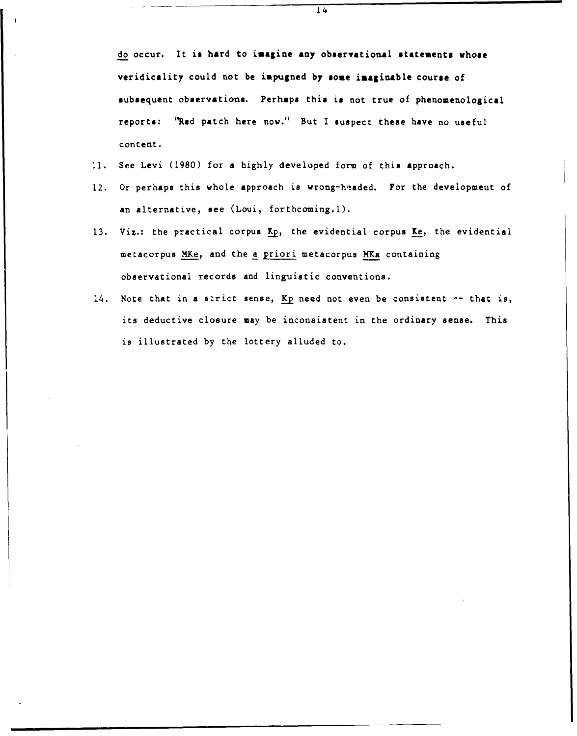do occur. It is hard to imagine any observational statements whose veridicality could not be impugned by some imaginable course of subsequent observations. Perhaps this is not true of phenomenological reports: "Red patch here now." But I suspect these have no useful content.

11. See Levi (1980) for a highly developed form of this approach.

12. Or perhaps this whole approach is wrong-headed. For the development of an alternative, see (Loui, forthcoming.1).

13. Viz.: the practical corpus Kp, the evidential corpus Ke, the evidential metacorpus MKe, and the *a priori* metacorpus MKa containing observational records and linguistic conventions.

14. Note that in a strict sense, Kp need not even be consistent -- that is, its deductive closure may be inconsistent in the ordinary sense. This is illustrated by the lottery alluded to.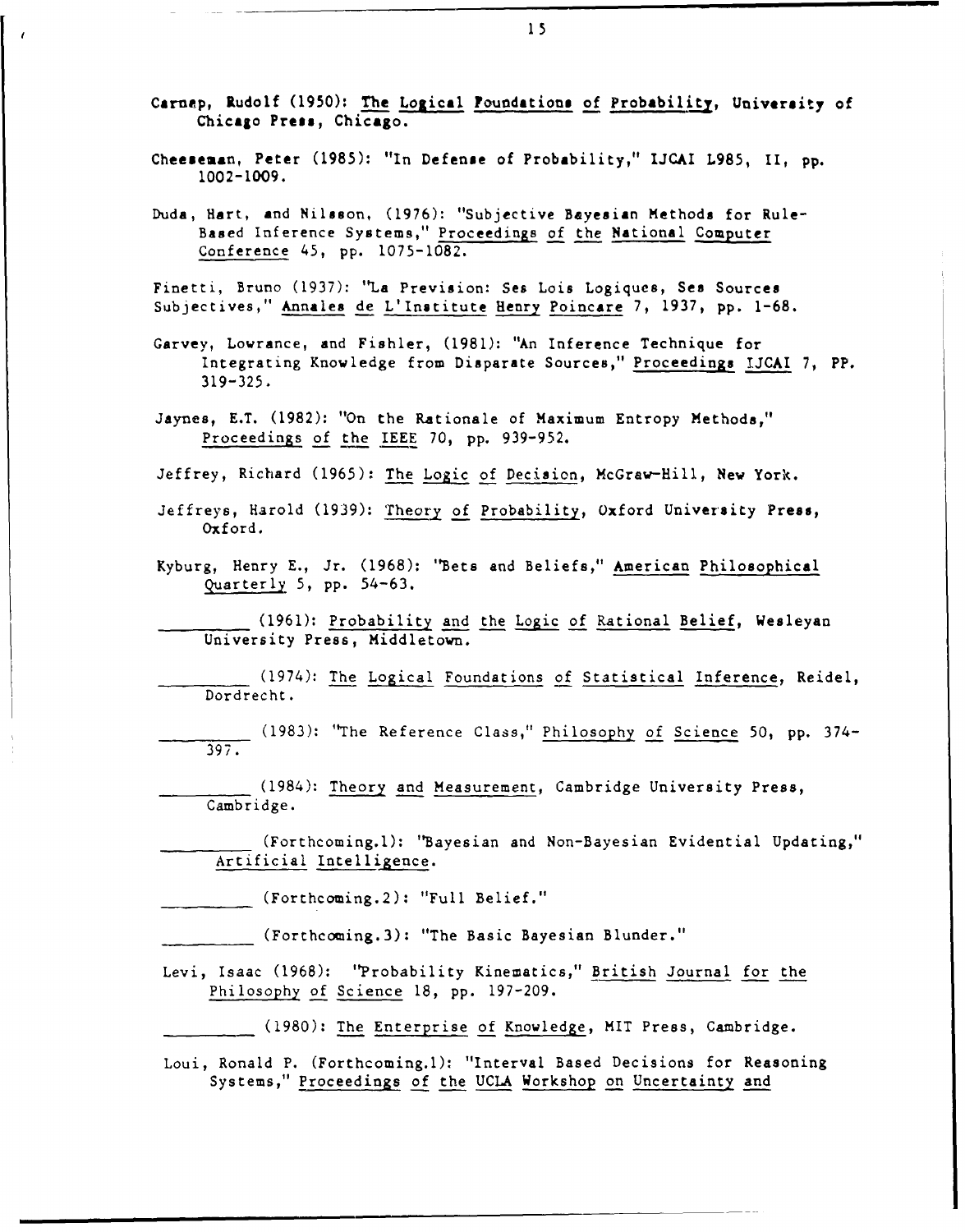Carnap, Rudolf (1950): The Logical Foundations of Probability, University of Chicago Press, Chicago.

Cheeseman, Peter (1985): "In Defense of Probability," IJCAI L985, II, pp. 1002-1009.

Duda, Hart, and Nilsson, (1976): "Subjective Bayesian Methods for Rule-Based Inference Systems," Proceedings of the National Computer Conference 45, pp. 1075-1082.

Finetti, Bruno (1937): "La Prevision: Ses Lois Logiques, Ses Sources Subjectives," Annales de L'Institute Henry Poincare 7, 1937, pp. 1-68.

Garvey, Lowrance, and Fishler, (1981): "An Inference Technique for Integrating Knowledge from Disparate Sources," Proceedings IJCAI 7, PP. 319-325.

Jaynes, E.T. (1982): "On the Rationale of Maximum Entropy Methods," Proceedings of the IEEE 70, pp. 939-952.

Jeffrey, Richard (1965): The Logic of Decision, McGraw-Hill, New York.

Jeffreys, Harold (1939): Theory of Probability, Oxford University Press, Oxford.

Kyburg, Henry E., Jr. (1968): "Bets and Beliefs," American Philosophical Quarterly 5, pp. 54-63.

________ (1961): Probability and the Logic of Rational Belief, Wesleyan University Press, Middletown.

________ (1974): The Logical Foundations of Statistical Inference, Reidel, Dordrecht.

________ (1983): "The Reference Class," Philosophy of Science 50, pp. 374-397.

________ (1984): Theory and Measurement, Cambridge University Press, Cambridge.

________ (Forthcoming.1): "Bayesian and Non-Bayesian Evidential Updating," Artificial Intelligence.

________ (Forthcoming.2): "Full Belief."

________ (Forthcoming.3): "The Basic Bayesian Blunder."

Levi, Isaac (1968): "Probability Kinematics," British Journal for the Philosophy of Science 18, pp. 197-209.

________ (1980): The Enterprise of Knowledge, MIT Press, Cambridge.

Loui, Ronald P. (Forthcoming.1): "Interval Based Decisions for Reasoning Systems," Proceedings of the UCLA Workshop on Uncertainty and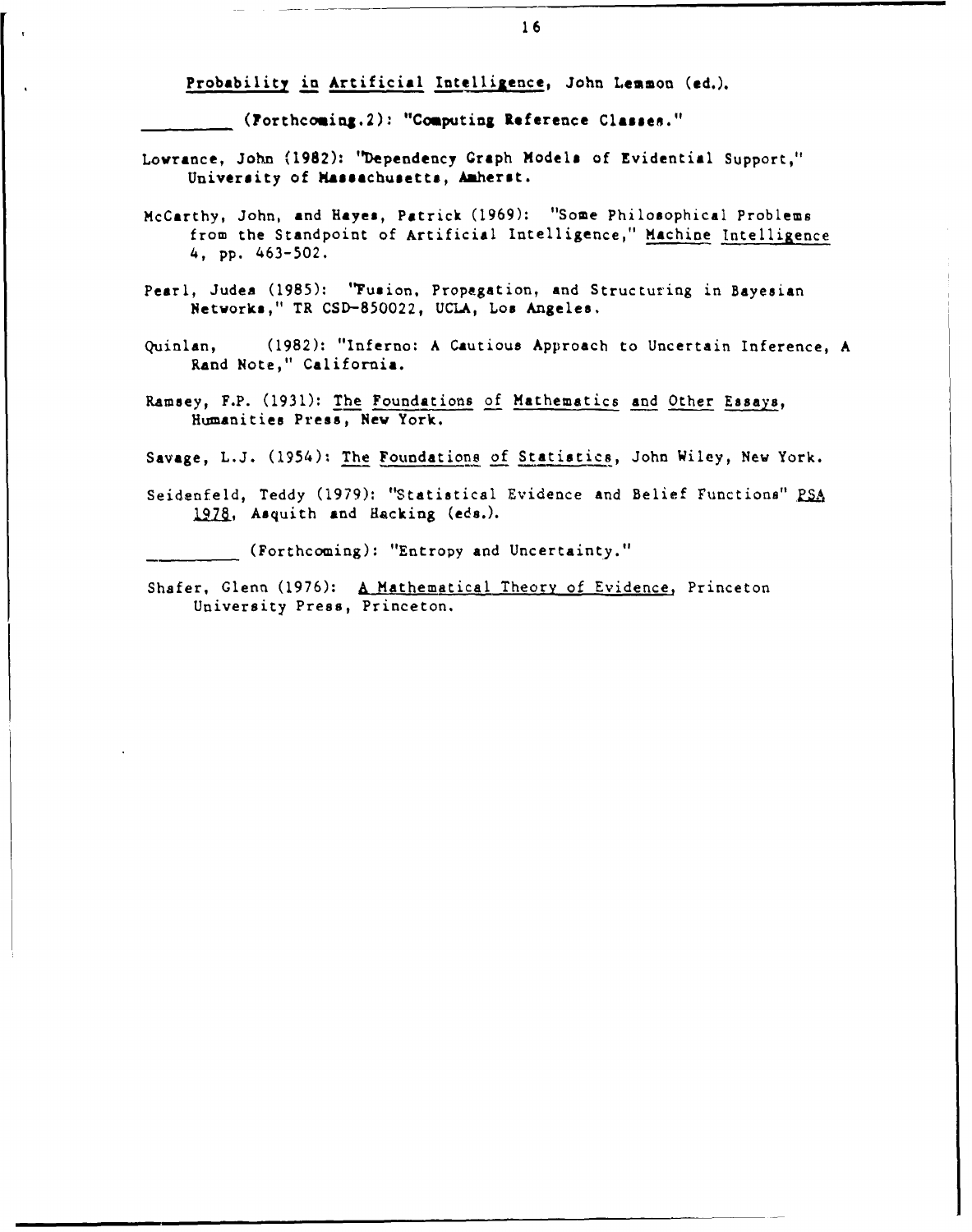_Probability in Artificial Intelligence_, John Lemmon (ed.).

\_\_\_\_\_\_\_\_\_ (Forthcoming.2): "Computing Reference Classes."

Lowrance, John (1982): "Dependency Graph Models of Evidential Support," University of Massachusetts, Amherst.

McCarthy, John, and Hayes, Patrick (1969): "Some Philosophical Problems from the Standpoint of Artificial Intelligence," _Machine Intelligence_ 4, pp. 463-502.

Pearl, Judea (1985): "Fusion, Propagation, and Structuring in Bayesian Networks," TR CSD-850022, UCLA, Los Angeles.

Quinlan, (1982): "Inferno: A Cautious Approach to Uncertain Inference, A Rand Note," California.

Ramsey, F.P. (1931): _The Foundations of Mathematics and Other Essays_, Humanities Press, New York.

Savage, L.J. (1954): _The Foundations of Statistics_, John Wiley, New York.

Seidenfeld, Teddy (1979): "Statistical Evidence and Belief Functions" _PSA 1978_, Asquith and Hacking (eds.).

\_\_\_\_\_\_\_\_\_ (Forthcoming): "Entropy and Uncertainty."

Shafer, Glenn (1976): _A Mathematical Theory of Evidence_, Princeton University Press, Princeton.